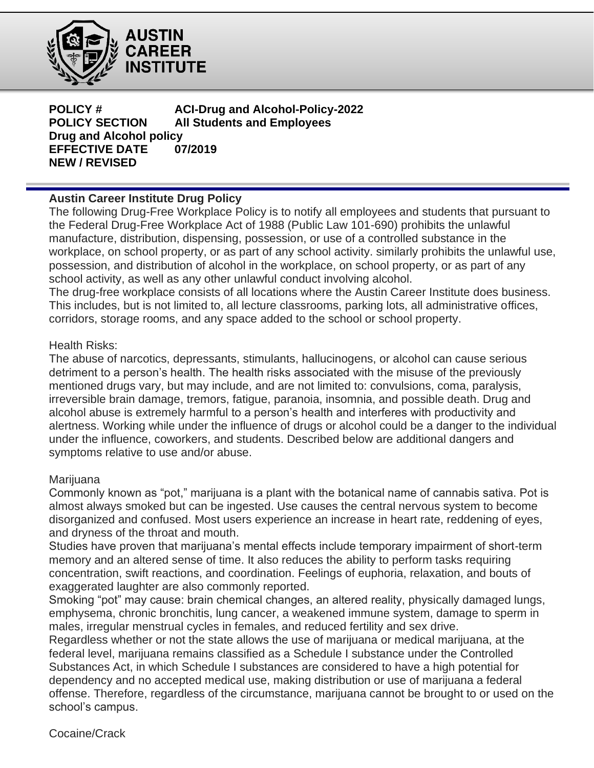**AUSTIN CAREER INSTITUTE**

**POLICY #** **ACI-Drug and Alcohol-Policy-2022**
**POLICY SECTION** **All Students and Employees**
**Drug and Alcohol policy**
**EFFECTIVE DATE** **07/2019**
**NEW / REVISED**

---

**Austin Career Institute Drug Policy**

The following Drug-Free Workplace Policy is to notify all employees and students that pursuant to the Federal Drug-Free Workplace Act of 1988 (Public Law 101-690) prohibits the unlawful manufacture, distribution, dispensing, possession, or use of a controlled substance in the workplace, on school property, or as part of any school activity. similarly prohibits the unlawful use, possession, and distribution of alcohol in the workplace, on school property, or as part of any school activity, as well as any other unlawful conduct involving alcohol.

The drug-free workplace consists of all locations where the Austin Career Institute does business. This includes, but is not limited to, all lecture classrooms, parking lots, all administrative offices, corridors, storage rooms, and any space added to the school or school property.

Health Risks:

The abuse of narcotics, depressants, stimulants, hallucinogens, or alcohol can cause serious detriment to a person's health. The health risks associated with the misuse of the previously mentioned drugs vary, but may include, and are not limited to: convulsions, coma, paralysis, irreversible brain damage, tremors, fatigue, paranoia, insomnia, and possible death. Drug and alcohol abuse is extremely harmful to a person's health and interferes with productivity and alertness. Working while under the influence of drugs or alcohol could be a danger to the individual under the influence, coworkers, and students. Described below are additional dangers and symptoms relative to use and/or abuse.

Marijuana

Commonly known as "pot," marijuana is a plant with the botanical name of cannabis sativa. Pot is almost always smoked but can be ingested. Use causes the central nervous system to become disorganized and confused. Most users experience an increase in heart rate, reddening of eyes, and dryness of the throat and mouth.

Studies have proven that marijuana's mental effects include temporary impairment of short-term memory and an altered sense of time. It also reduces the ability to perform tasks requiring concentration, swift reactions, and coordination. Feelings of euphoria, relaxation, and bouts of exaggerated laughter are also commonly reported.

Smoking "pot" may cause: brain chemical changes, an altered reality, physically damaged lungs, emphysema, chronic bronchitis, lung cancer, a weakened immune system, damage to sperm in males, irregular menstrual cycles in females, and reduced fertility and sex drive.

Regardless whether or not the state allows the use of marijuana or medical marijuana, at the federal level, marijuana remains classified as a Schedule I substance under the Controlled Substances Act, in which Schedule I substances are considered to have a high potential for dependency and no accepted medical use, making distribution or use of marijuana a federal offense. Therefore, regardless of the circumstance, marijuana cannot be brought to or used on the school's campus.

Cocaine/Crack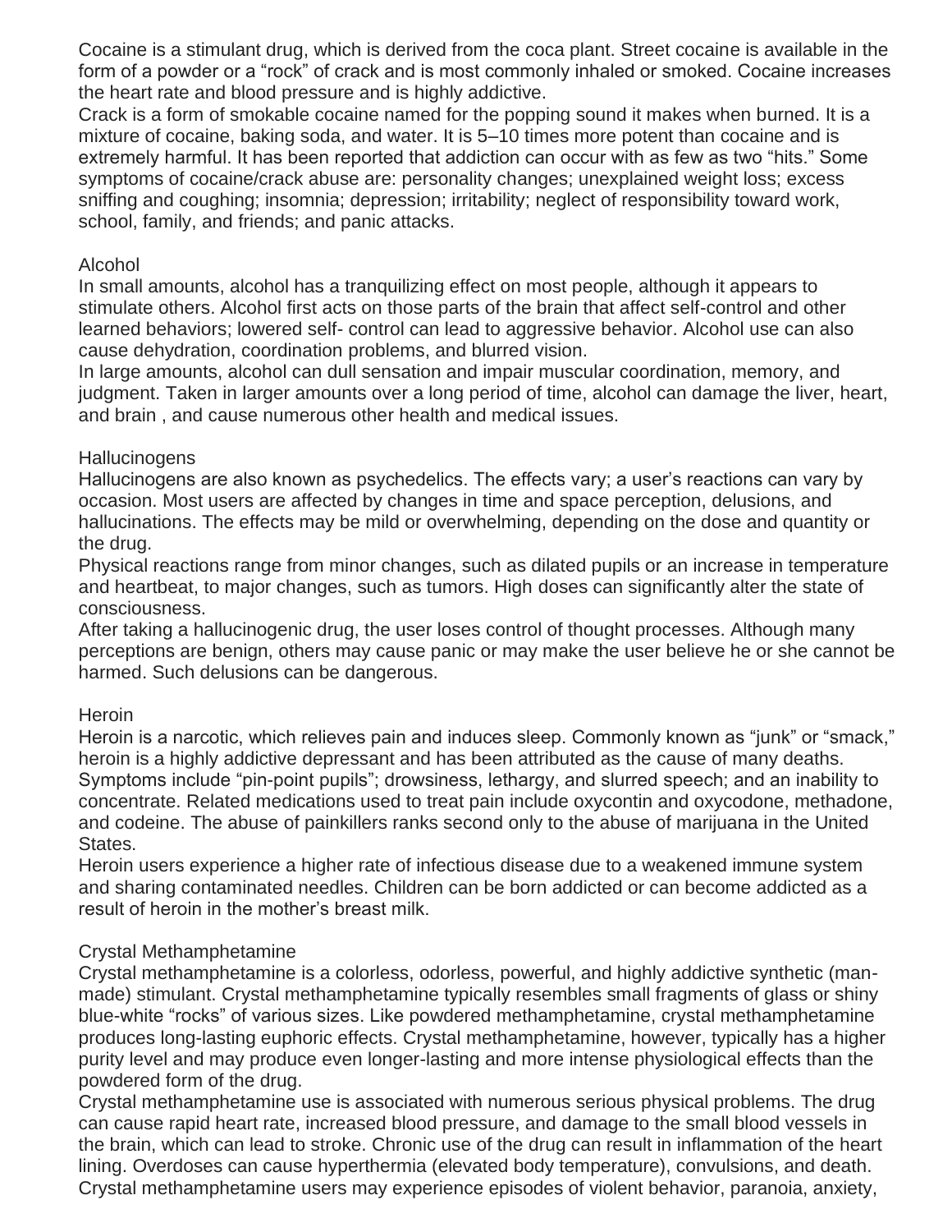Cocaine is a stimulant drug, which is derived from the coca plant. Street cocaine is available in the form of a powder or a "rock" of crack and is most commonly inhaled or smoked. Cocaine increases the heart rate and blood pressure and is highly addictive.

Crack is a form of smokable cocaine named for the popping sound it makes when burned. It is a mixture of cocaine, baking soda, and water. It is 5–10 times more potent than cocaine and is extremely harmful. It has been reported that addiction can occur with as few as two "hits." Some symptoms of cocaine/crack abuse are: personality changes; unexplained weight loss; excess sniffing and coughing; insomnia; depression; irritability; neglect of responsibility toward work, school, family, and friends; and panic attacks.

## Alcohol

In small amounts, alcohol has a tranquilizing effect on most people, although it appears to stimulate others. Alcohol first acts on those parts of the brain that affect self-control and other learned behaviors; lowered self- control can lead to aggressive behavior. Alcohol use can also cause dehydration, coordination problems, and blurred vision.

In large amounts, alcohol can dull sensation and impair muscular coordination, memory, and judgment. Taken in larger amounts over a long period of time, alcohol can damage the liver, heart, and brain , and cause numerous other health and medical issues.

## Hallucinogens

Hallucinogens are also known as psychedelics. The effects vary; a user's reactions can vary by occasion. Most users are affected by changes in time and space perception, delusions, and hallucinations. The effects may be mild or overwhelming, depending on the dose and quantity or the drug.

Physical reactions range from minor changes, such as dilated pupils or an increase in temperature and heartbeat, to major changes, such as tumors. High doses can significantly alter the state of consciousness.

After taking a hallucinogenic drug, the user loses control of thought processes. Although many perceptions are benign, others may cause panic or may make the user believe he or she cannot be harmed. Such delusions can be dangerous.

## Heroin

Heroin is a narcotic, which relieves pain and induces sleep. Commonly known as "junk" or "smack," heroin is a highly addictive depressant and has been attributed as the cause of many deaths. Symptoms include "pin-point pupils"; drowsiness, lethargy, and slurred speech; and an inability to concentrate. Related medications used to treat pain include oxycontin and oxycodone, methadone, and codeine. The abuse of painkillers ranks second only to the abuse of marijuana in the United States.

Heroin users experience a higher rate of infectious disease due to a weakened immune system and sharing contaminated needles. Children can be born addicted or can become addicted as a result of heroin in the mother's breast milk.

## Crystal Methamphetamine

Crystal methamphetamine is a colorless, odorless, powerful, and highly addictive synthetic (man-made) stimulant. Crystal methamphetamine typically resembles small fragments of glass or shiny blue-white "rocks" of various sizes. Like powdered methamphetamine, crystal methamphetamine produces long-lasting euphoric effects. Crystal methamphetamine, however, typically has a higher purity level and may produce even longer-lasting and more intense physiological effects than the powdered form of the drug.

Crystal methamphetamine use is associated with numerous serious physical problems. The drug can cause rapid heart rate, increased blood pressure, and damage to the small blood vessels in the brain, which can lead to stroke. Chronic use of the drug can result in inflammation of the heart lining. Overdoses can cause hyperthermia (elevated body temperature), convulsions, and death. Crystal methamphetamine users may experience episodes of violent behavior, paranoia, anxiety,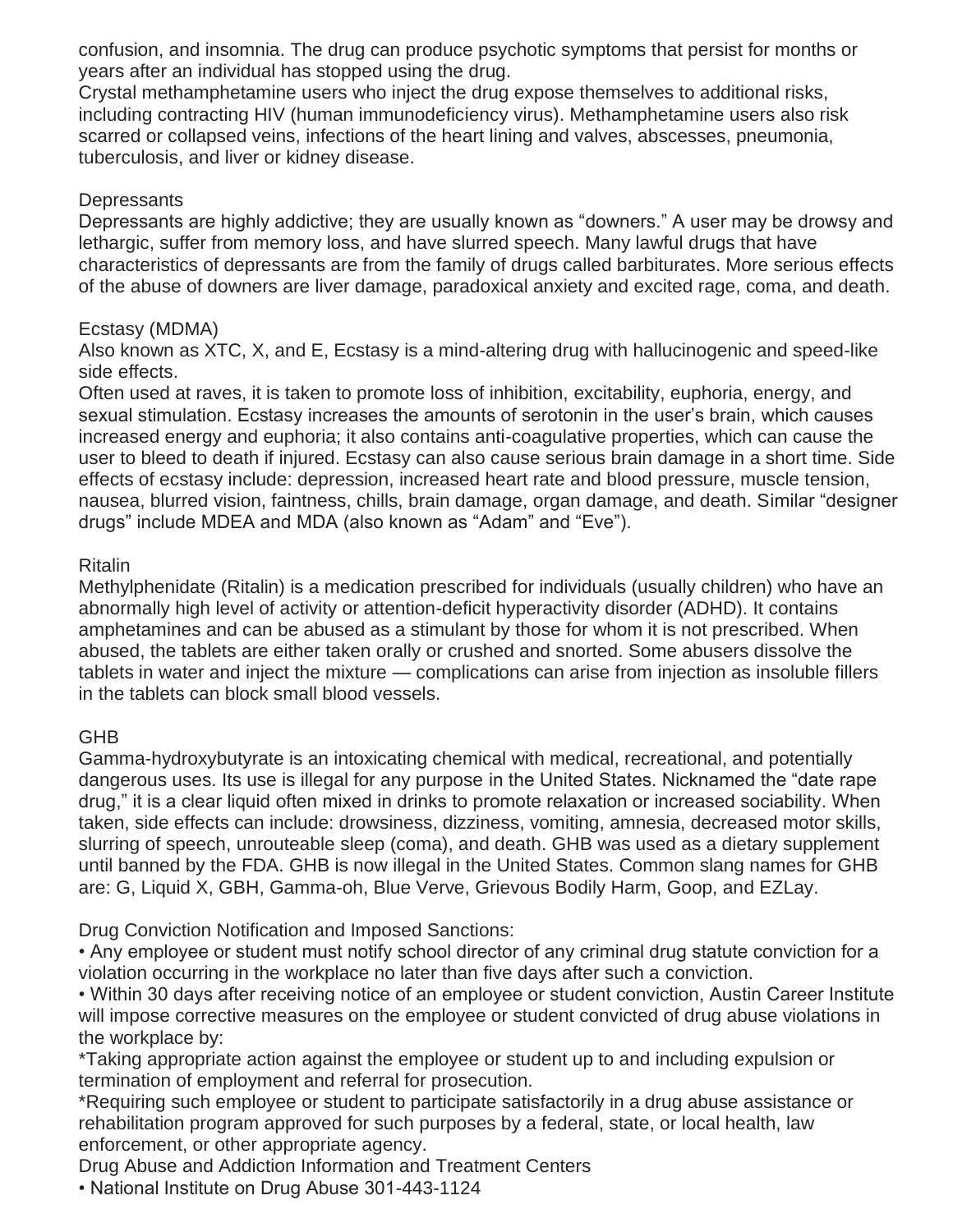confusion, and insomnia. The drug can produce psychotic symptoms that persist for months or years after an individual has stopped using the drug.

Crystal methamphetamine users who inject the drug expose themselves to additional risks, including contracting HIV (human immunodeficiency virus). Methamphetamine users also risk scarred or collapsed veins, infections of the heart lining and valves, abscesses, pneumonia, tuberculosis, and liver or kidney disease.

### Depressants

Depressants are highly addictive; they are usually known as "downers." A user may be drowsy and lethargic, suffer from memory loss, and have slurred speech. Many lawful drugs that have characteristics of depressants are from the family of drugs called barbiturates. More serious effects of the abuse of downers are liver damage, paradoxical anxiety and excited rage, coma, and death.

### Ecstasy (MDMA)

Also known as XTC, X, and E, Ecstasy is a mind-altering drug with hallucinogenic and speed-like side effects.

Often used at raves, it is taken to promote loss of inhibition, excitability, euphoria, energy, and sexual stimulation. Ecstasy increases the amounts of serotonin in the user's brain, which causes increased energy and euphoria; it also contains anti-coagulative properties, which can cause the user to bleed to death if injured. Ecstasy can also cause serious brain damage in a short time. Side effects of ecstasy include: depression, increased heart rate and blood pressure, muscle tension, nausea, blurred vision, faintness, chills, brain damage, organ damage, and death. Similar "designer drugs" include MDEA and MDA (also known as "Adam" and "Eve").

### Ritalin

Methylphenidate (Ritalin) is a medication prescribed for individuals (usually children) who have an abnormally high level of activity or attention-deficit hyperactivity disorder (ADHD). It contains amphetamines and can be abused as a stimulant by those for whom it is not prescribed. When abused, the tablets are either taken orally or crushed and snorted. Some abusers dissolve the tablets in water and inject the mixture — complications can arise from injection as insoluble fillers in the tablets can block small blood vessels.

### GHB

Gamma-hydroxybutyrate is an intoxicating chemical with medical, recreational, and potentially dangerous uses. Its use is illegal for any purpose in the United States. Nicknamed the "date rape drug," it is a clear liquid often mixed in drinks to promote relaxation or increased sociability. When taken, side effects can include: drowsiness, dizziness, vomiting, amnesia, decreased motor skills, slurring of speech, unrouteable sleep (coma), and death. GHB was used as a dietary supplement until banned by the FDA. GHB is now illegal in the United States. Common slang names for GHB are: G, Liquid X, GBH, Gamma-oh, Blue Verve, Grievous Bodily Harm, Goop, and EZLay.

### Drug Conviction Notification and Imposed Sanctions:

- Any employee or student must notify school director of any criminal drug statute conviction for a violation occurring in the workplace no later than five days after such a conviction.
- Within 30 days after receiving notice of an employee or student conviction, Austin Career Institute will impose corrective measures on the employee or student convicted of drug abuse violations in the workplace by:

*Taking appropriate action against the employee or student up to and including expulsion or termination of employment and referral for prosecution.

*Requiring such employee or student to participate satisfactorily in a drug abuse assistance or rehabilitation program approved for such purposes by a federal, state, or local health, law enforcement, or other appropriate agency.

### Drug Abuse and Addiction Information and Treatment Centers

- National Institute on Drug Abuse 301-443-1124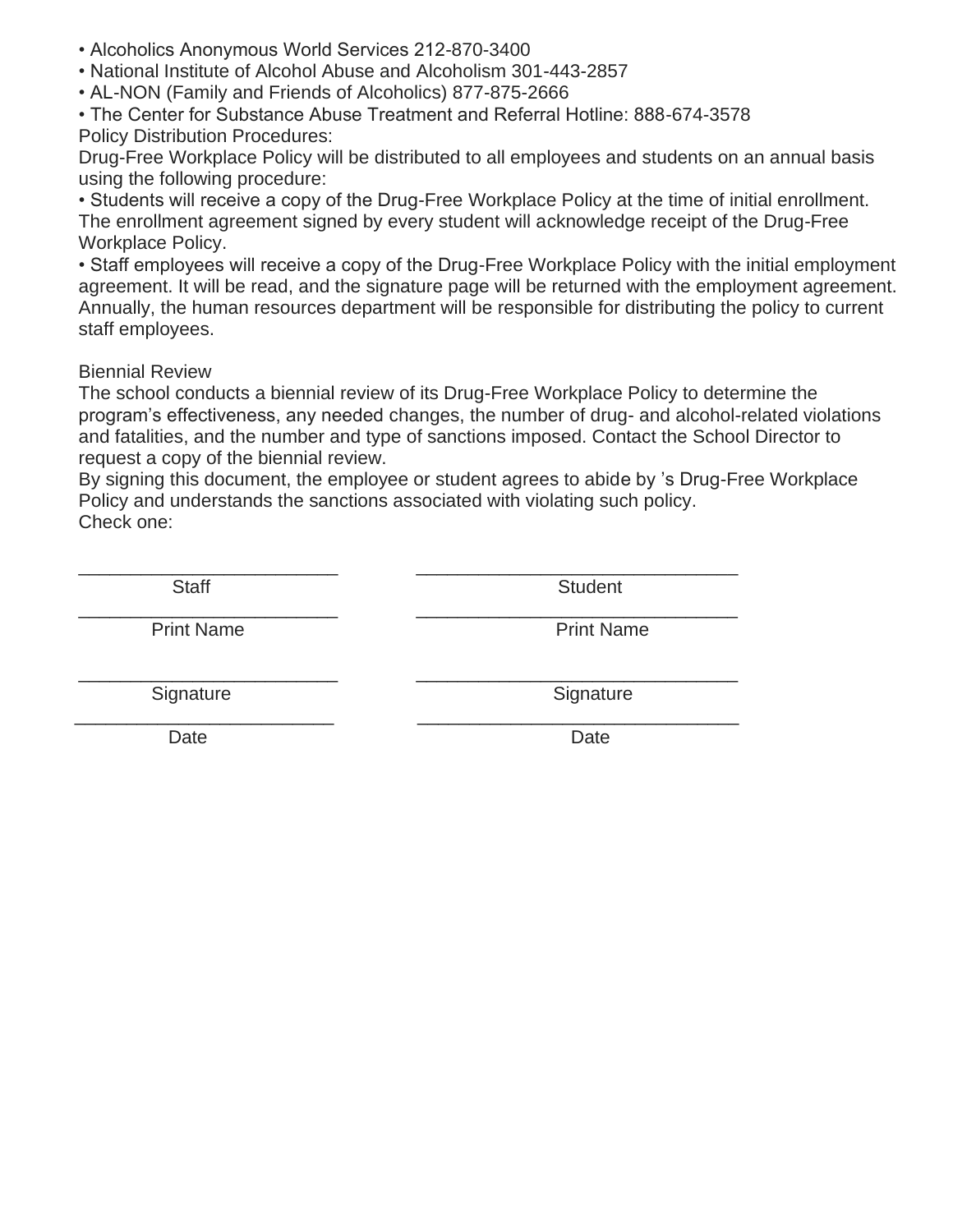- Alcoholics Anonymous World Services 212-870-3400
- National Institute of Alcohol Abuse and Alcoholism 301-443-2857
- AL-NON (Family and Friends of Alcoholics) 877-875-2666
- The Center for Substance Abuse Treatment and Referral Hotline: 888-674-3578

Policy Distribution Procedures:

Drug-Free Workplace Policy will be distributed to all employees and students on an annual basis using the following procedure:

- Students will receive a copy of the Drug-Free Workplace Policy at the time of initial enrollment. The enrollment agreement signed by every student will acknowledge receipt of the Drug-Free Workplace Policy.
- Staff employees will receive a copy of the Drug-Free Workplace Policy with the initial employment agreement. It will be read, and the signature page will be returned with the employment agreement. Annually, the human resources department will be responsible for distributing the policy to current staff employees.

Biennial Review

The school conducts a biennial review of its Drug-Free Workplace Policy to determine the program's effectiveness, any needed changes, the number of drug- and alcohol-related violations and fatalities, and the number and type of sanctions imposed. Contact the School Director to request a copy of the biennial review.

By signing this document, the employee or student agrees to abide by 's Drug-Free Workplace Policy and understands the sanctions associated with violating such policy.

Check one:

| | |
|---|---|
| ________________________ | ______________________________ |
| Staff | Student |
| ________________________ | ______________________________ |
| Print Name | Print Name |
| ________________________ | ______________________________ |
| Signature | Signature |
| ________________________ | ______________________________ |
| Date | Date |